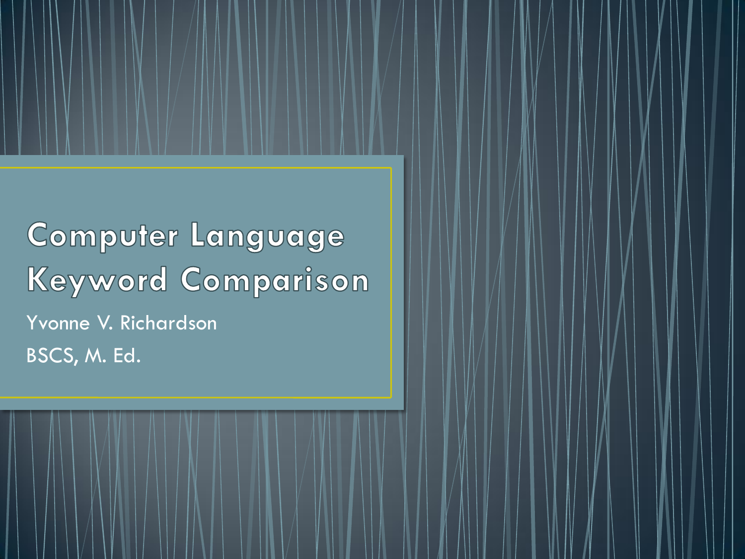# Computer Language Keyword Comparison

Yvonne V. Richardson

BSCS, M. Ed.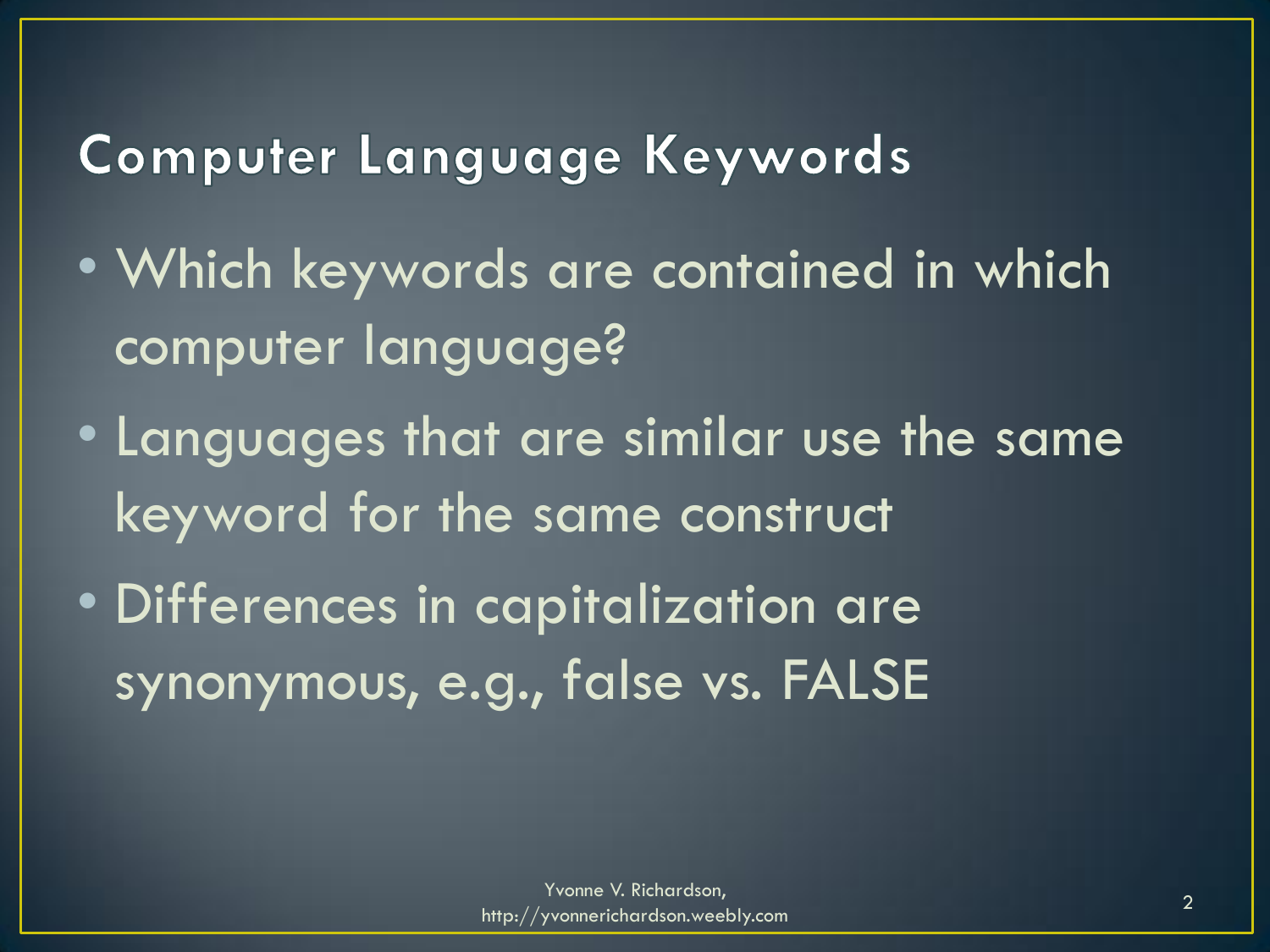## Computer Language Keywords

- Which keywords are contained in which computer language?
- Languages that are similar use the same keyword for the same construct
- Differences in capitalization are synonymous, e.g., false vs. FALSE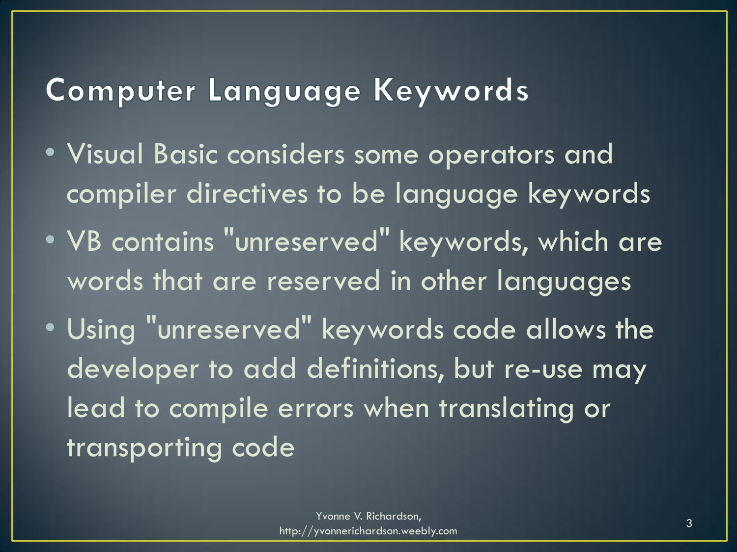# Computer Language Keywords

- Visual Basic considers some operators and compiler directives to be language keywords
- VB contains "unreserved" keywords, which are words that are reserved in other languages
- Using "unreserved" keywords code allows the developer to add definitions, but re-use may lead to compile errors when translating or transporting code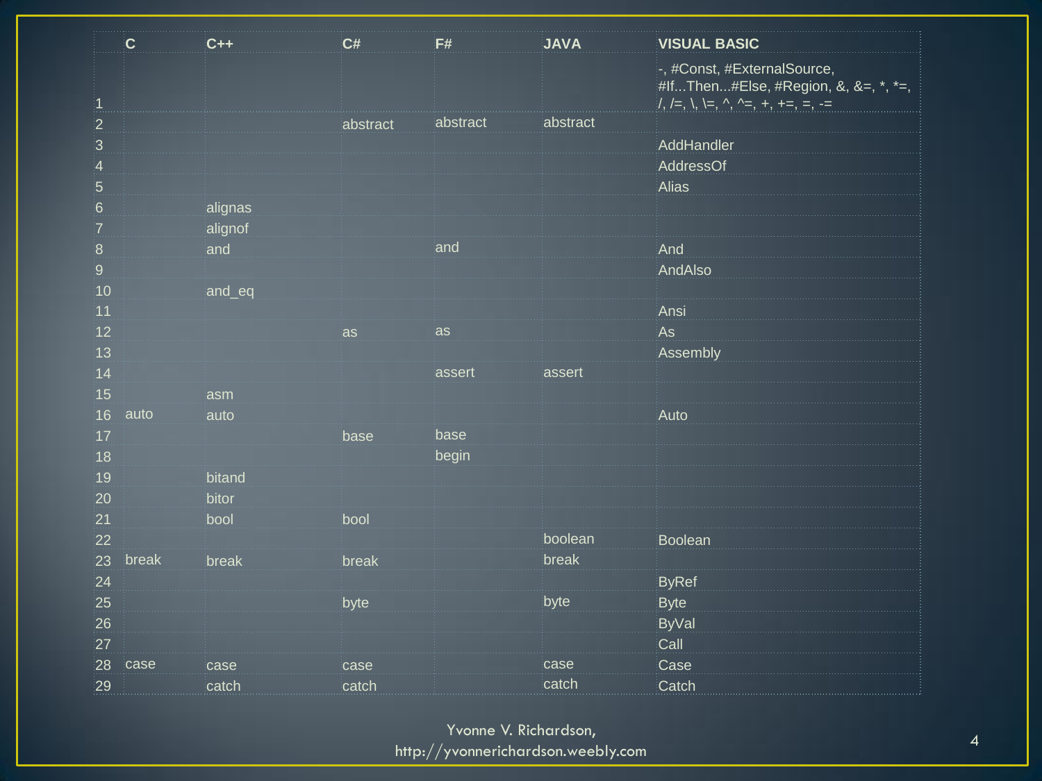|  | C | C++ | C# | F# | JAVA | VISUAL BASIC |
|---|---|---|---|---|---|---|
| 1 |  |  |  |  |  | -, #Const, #ExternalSource, #If...Then...#Else, #Region, &, &=, *, *=, /, /=, \, \=, ^, ^=, +, +=, =, -= |
| 2 |  |  | abstract | abstract | abstract |  |
| 3 |  |  |  |  |  | AddHandler |
| 4 |  |  |  |  |  | AddressOf |
| 5 |  |  |  |  |  | Alias |
| 6 |  | alignas |  |  |  |  |
| 7 |  | alignof |  |  |  |  |
| 8 |  | and |  | and |  | And |
| 9 |  |  |  |  |  | AndAlso |
| 10 |  | and_eq |  |  |  |  |
| 11 |  |  |  |  |  | Ansi |
| 12 |  |  | as | as |  | As |
| 13 |  |  |  |  |  | Assembly |
| 14 |  |  |  | assert | assert |  |
| 15 |  | asm |  |  |  |  |
| 16 | auto | auto |  |  |  | Auto |
| 17 |  |  | base | base |  |  |
| 18 |  |  |  | begin |  |  |
| 19 |  | bitand |  |  |  |  |
| 20 |  | bitor |  |  |  |  |
| 21 |  | bool | bool |  |  |  |
| 22 |  |  |  |  | boolean | Boolean |
| 23 | break | break | break |  | break |  |
| 24 |  |  |  |  |  | ByRef |
| 25 |  |  | byte |  | byte | Byte |
| 26 |  |  |  |  |  | ByVal |
| 27 |  |  |  |  |  | Call |
| 28 | case | case | case |  | case | Case |
| 29 |  | catch | catch |  | catch | Catch |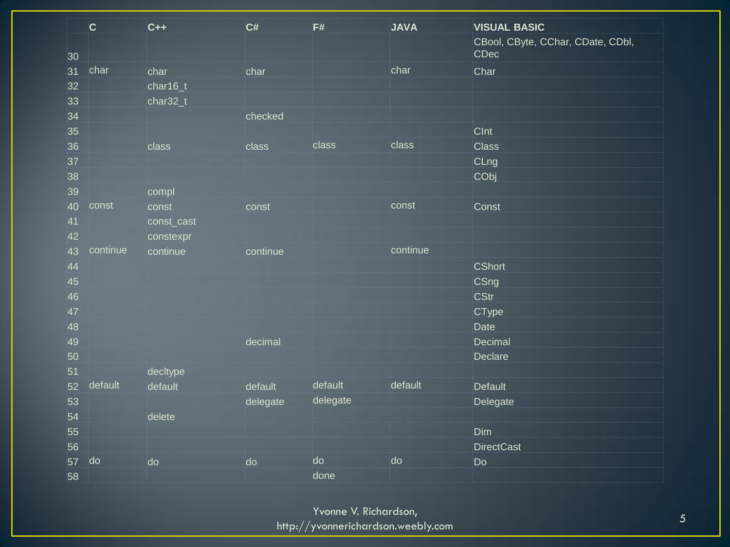| | C | C++ | C# | F# | JAVA | VISUAL BASIC |
|---|---|---|---|---|---|---|
| 30 | | | | | | CBool, CByte, CChar, CDate, CDbl, CDec |
| 31 | char | char | char | | char | Char |
| 32 | | char16_t | | | | |
| 33 | | char32_t | | | | |
| 34 | | | checked | | | |
| 35 | | | | | | CInt |
| 36 | | class | class | class | class | Class |
| 37 | | | | | | CLng |
| 38 | | | | | | CObj |
| 39 | | compl | | | | |
| 40 | const | const | const | | const | Const |
| 41 | | const_cast | | | | |
| 42 | | constexpr | | | | |
| 43 | continue | continue | continue | | continue | |
| 44 | | | | | | CShort |
| 45 | | | | | | CSng |
| 46 | | | | | | CStr |
| 47 | | | | | | CType |
| 48 | | | | | | Date |
| 49 | | | decimal | | | Decimal |
| 50 | | | | | | Declare |
| 51 | | decltype | | | | |
| 52 | default | default | default | default | default | Default |
| 53 | | | delegate | delegate | | Delegate |
| 54 | | delete | | | | |
| 55 | | | | | | Dim |
| 56 | | | | | | DirectCast |
| 57 | do | do | do | do | do | Do |
| 58 | | | | done | | |

Yvonne V. Richardson, http://yvonnerichardson.weebly.com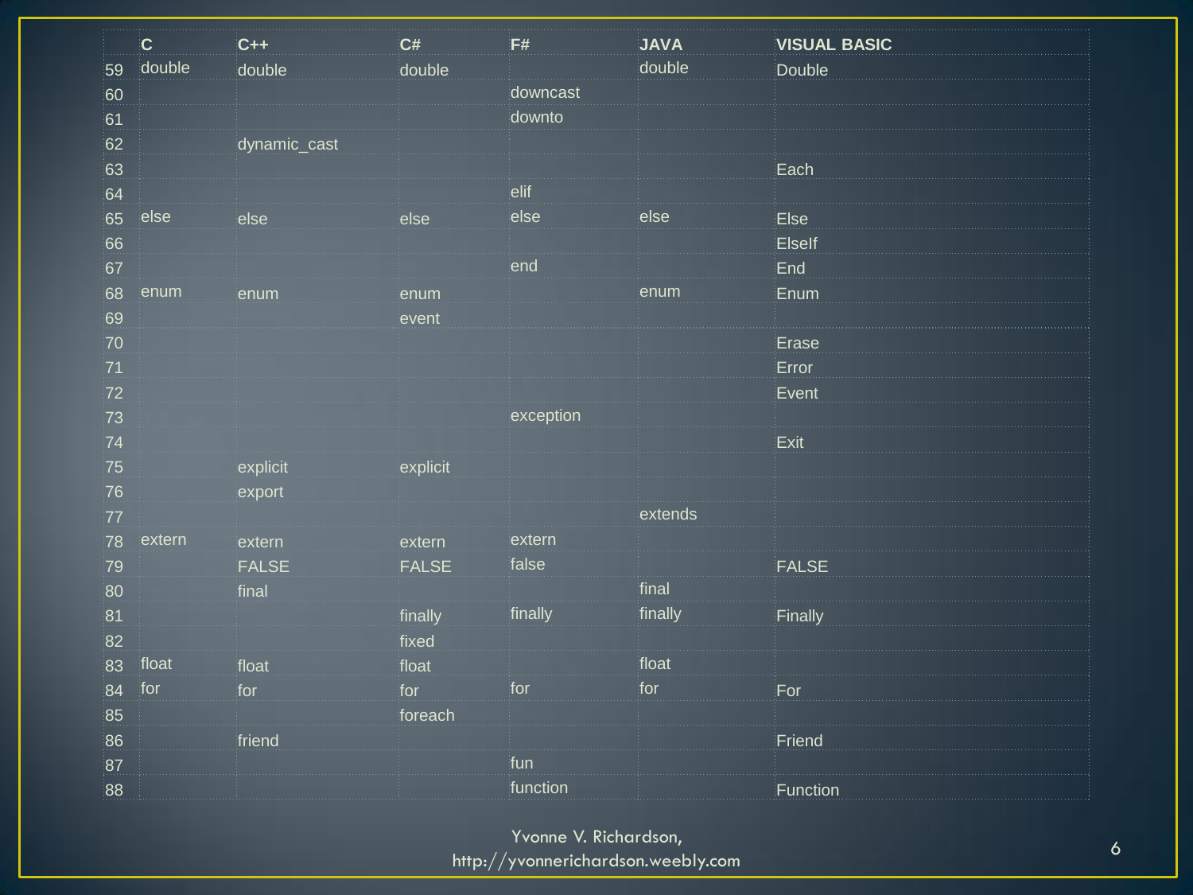| | C | C++ | C# | F# | JAVA | VISUAL BASIC |
|---|---|---|---|---|---|---|
| 59 | double | double | double | | double | Double |
| 60 | | | | downcast | | |
| 61 | | | | downto | | |
| 62 | | dynamic_cast | | | | |
| 63 | | | | | | Each |
| 64 | | | | elif | | |
| 65 | else | else | else | else | else | Else |
| 66 | | | | | | ElseIf |
| 67 | | | | end | | End |
| 68 | enum | enum | enum | | enum | Enum |
| 69 | | | event | | | |
| 70 | | | | | | Erase |
| 71 | | | | | | Error |
| 72 | | | | | | Event |
| 73 | | | | exception | | |
| 74 | | | | | | Exit |
| 75 | | explicit | explicit | | | |
| 76 | | export | | | | |
| 77 | | | | | extends | |
| 78 | extern | extern | extern | extern | | |
| 79 | | FALSE | FALSE | false | | FALSE |
| 80 | | final | | | final | |
| 81 | | | finally | finally | finally | Finally |
| 82 | | | fixed | | | |
| 83 | float | float | float | | float | |
| 84 | for | for | for | for | for | For |
| 85 | | | foreach | | | |
| 86 | | friend | | | | Friend |
| 87 | | | | fun | | |
| 88 | | | | function | | Function |

Yvonne V. Richardson, http://yvonnerichardson.weebly.com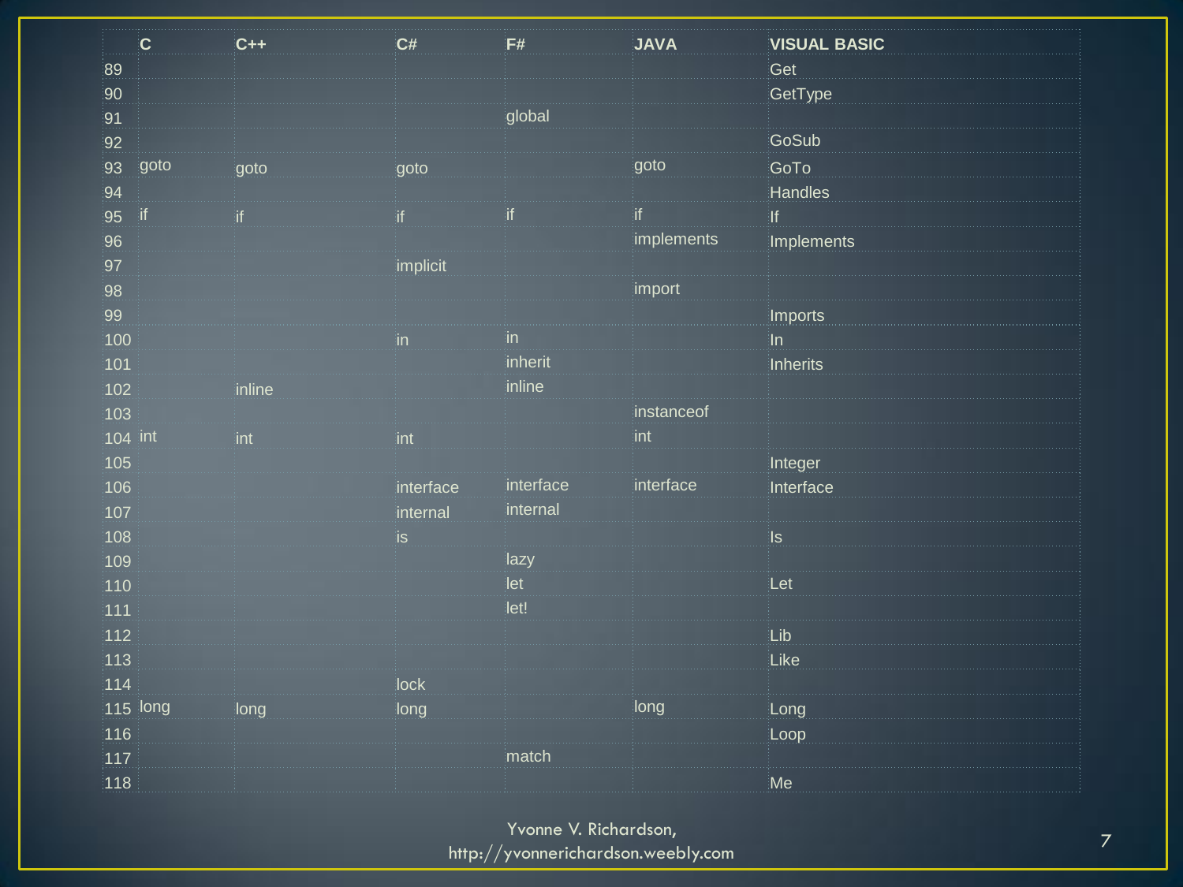| | C | C++ | C# | F# | JAVA | VISUAL BASIC |
|---|---|---|---|---|---|---|
| 89 | | | | | | Get |
| 90 | | | | | | GetType |
| 91 | | | | global | | |
| 92 | | | | | | GoSub |
| 93 | goto | goto | goto | | goto | GoTo |
| 94 | | | | | | Handles |
| 95 | if | if | if | if | if | If |
| 96 | | | | | implements | Implements |
| 97 | | | implicit | | | |
| 98 | | | | | import | |
| 99 | | | | | | Imports |
| 100 | | | in | in | | In |
| 101 | | | | inherit | | Inherits |
| 102 | | inline | | inline | | |
| 103 | | | | | instanceof | |
| 104 | int | int | int | | int | |
| 105 | | | | | | Integer |
| 106 | | | interface | interface | interface | Interface |
| 107 | | | internal | internal | | |
| 108 | | | is | | | Is |
| 109 | | | | lazy | | |
| 110 | | | | let | | Let |
| 111 | | | | let! | | |
| 112 | | | | | | Lib |
| 113 | | | | | | Like |
| 114 | | | lock | | | |
| 115 | long | long | long | | long | Long |
| 116 | | | | | | Loop |
| 117 | | | | match | | |
| 118 | | | | | | Me |

Yvonne V. Richardson,
http://yvonnerichardson.weebly.com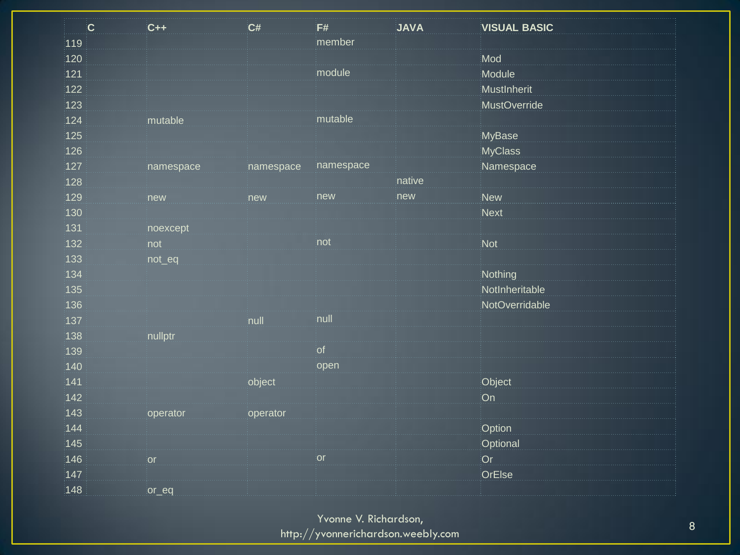| | C | C++ | C# | F# | JAVA | VISUAL BASIC |
|---|---|---|---|---|---|---|
| 119 | | | | member | | |
| 120 | | | | | | Mod |
| 121 | | | | module | | Module |
| 122 | | | | | | MustInherit |
| 123 | | | | | | MustOverride |
| 124 | | mutable | | mutable | | |
| 125 | | | | | | MyBase |
| 126 | | | | | | MyClass |
| 127 | | namespace | namespace | namespace | | Namespace |
| 128 | | | | | native | |
| 129 | | new | new | new | new | New |
| 130 | | | | | | Next |
| 131 | | noexcept | | | | |
| 132 | | not | | not | | Not |
| 133 | | not_eq | | | | |
| 134 | | | | | | Nothing |
| 135 | | | | | | NotInheritable |
| 136 | | | | | | NotOverridable |
| 137 | | | null | null | | |
| 138 | | nullptr | | | | |
| 139 | | | | of | | |
| 140 | | | | open | | |
| 141 | | | object | | | Object |
| 142 | | | | | | On |
| 143 | | operator | operator | | | |
| 144 | | | | | | Option |
| 145 | | | | | | Optional |
| 146 | | or | | or | | Or |
| 147 | | | | | | OrElse |
| 148 | | or_eq | | | | |

Yvonne V. Richardson, http://yvonnerichardson.weebly.com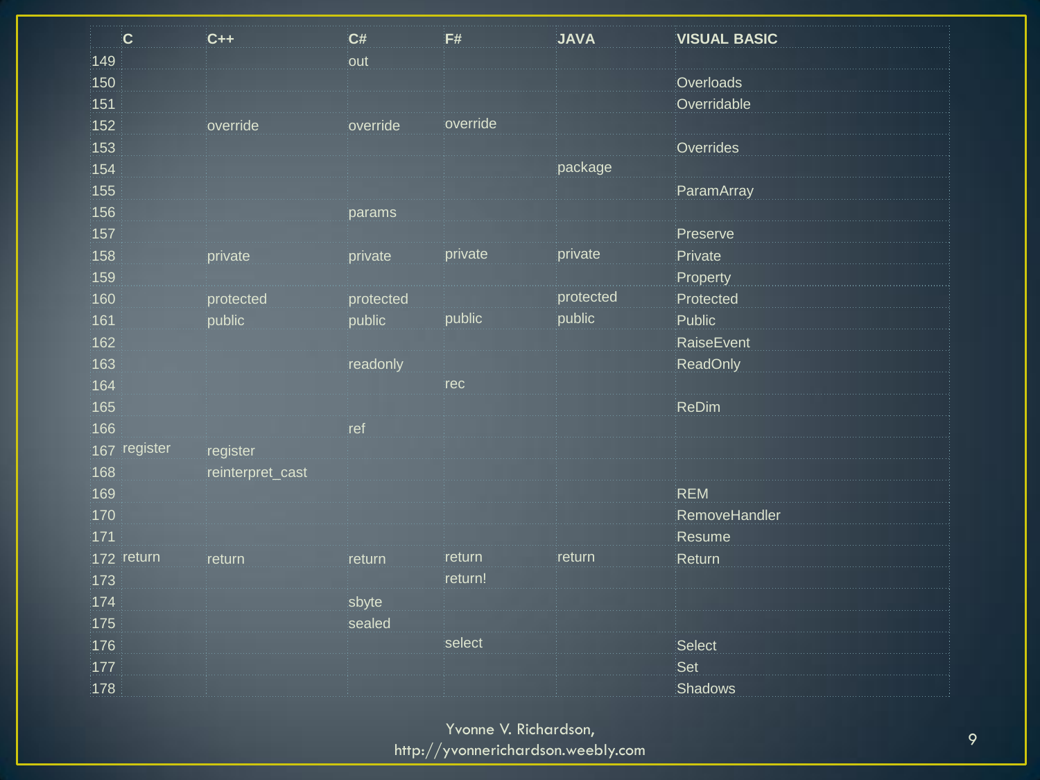| | C | C++ | C# | F# | JAVA | VISUAL BASIC |
|---|---|---|---|---|---|---|
| 149 | | | out | | | |
| 150 | | | | | | Overloads |
| 151 | | | | | | Overridable |
| 152 | | override | override | override | | |
| 153 | | | | | | Overrides |
| 154 | | | | | package | |
| 155 | | | | | | ParamArray |
| 156 | | | params | | | |
| 157 | | | | | | Preserve |
| 158 | | private | private | private | private | Private |
| 159 | | | | | | Property |
| 160 | | protected | protected | | protected | Protected |
| 161 | | public | public | public | public | Public |
| 162 | | | | | | RaiseEvent |
| 163 | | | readonly | | | ReadOnly |
| 164 | | | | rec | | |
| 165 | | | | | | ReDim |
| 166 | | | ref | | | |
| 167 | register | register | | | | |
| 168 | | reinterpret_cast | | | | |
| 169 | | | | | | REM |
| 170 | | | | | | RemoveHandler |
| 171 | | | | | | Resume |
| 172 | return | return | return | return | return | Return |
| 173 | | | | return! | | |
| 174 | | | sbyte | | | |
| 175 | | | sealed | | | |
| 176 | | | | select | | Select |
| 177 | | | | | | Set |
| 178 | | | | | | Shadows |

Yvonne V. Richardson, http://yvonnerichardson.weebly.com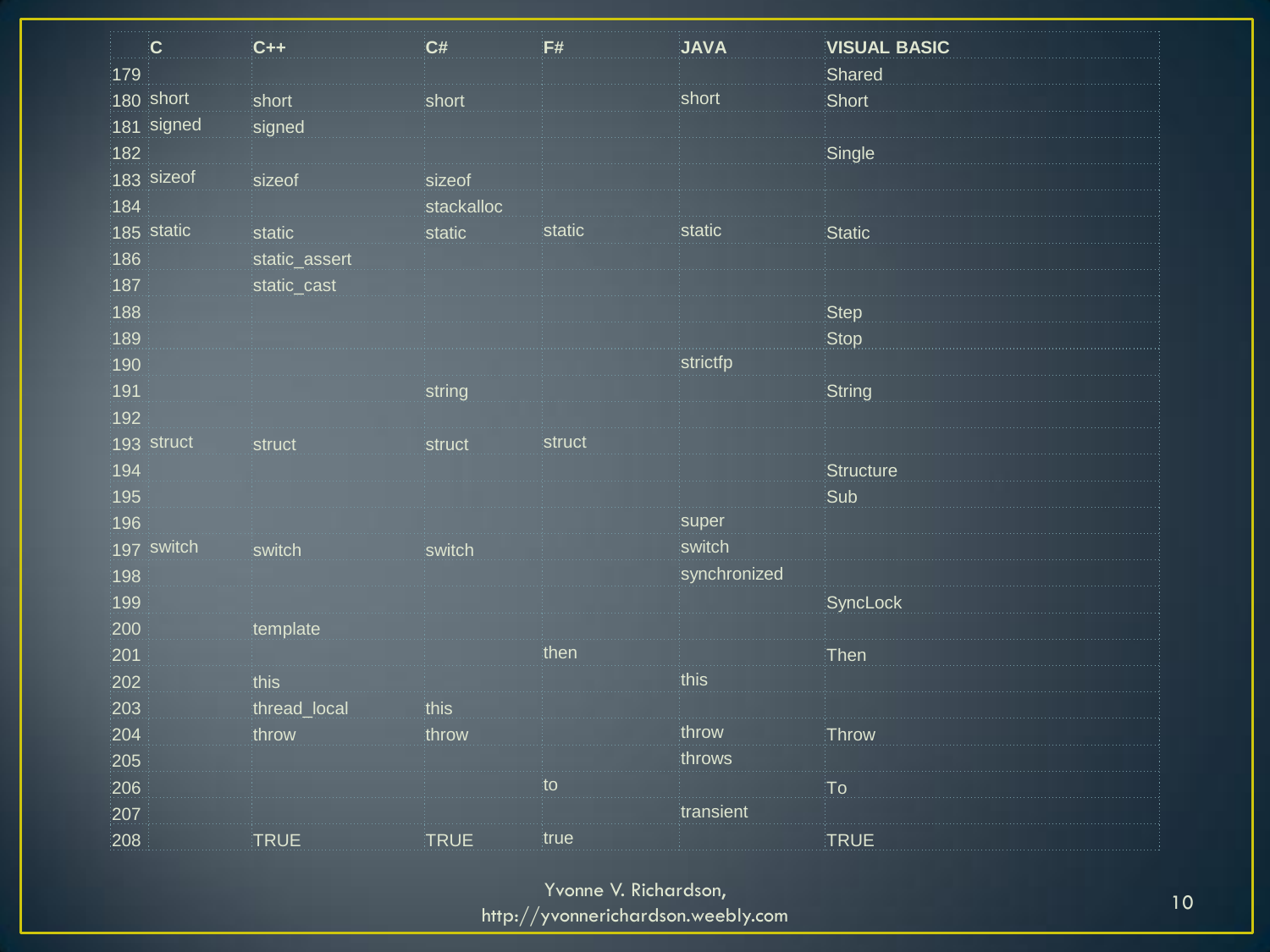| | C | C++ | C# | F# | JAVA | VISUAL BASIC |
|---|---|---|---|---|---|---|
| 179 | | | | | | Shared |
| 180 | short | short | short | | short | Short |
| 181 | signed | signed | | | | |
| 182 | | | | | | Single |
| 183 | sizeof | sizeof | sizeof | | | |
| 184 | | | stackalloc | | | |
| 185 | static | static | static | static | static | Static |
| 186 | | static_assert | | | | |
| 187 | | static_cast | | | | |
| 188 | | | | | | Step |
| 189 | | | | | | Stop |
| 190 | | | | | strictfp | |
| 191 | | | string | | | String |
| 192 | | | | | | |
| 193 | struct | struct | struct | struct | | |
| 194 | | | | | | Structure |
| 195 | | | | | | Sub |
| 196 | | | | | super | |
| 197 | switch | switch | switch | | switch | |
| 198 | | | | | synchronized | |
| 199 | | | | | | SyncLock |
| 200 | | template | | | | |
| 201 | | | | then | | Then |
| 202 | | this | | | this | |
| 203 | | thread_local | this | | | |
| 204 | | throw | throw | | throw | Throw |
| 205 | | | | | throws | |
| 206 | | | | to | | To |
| 207 | | | | | transient | |
| 208 | | TRUE | TRUE | true | | TRUE |

Yvonne V. Richardson,
http://yvonnerichardson.weebly.com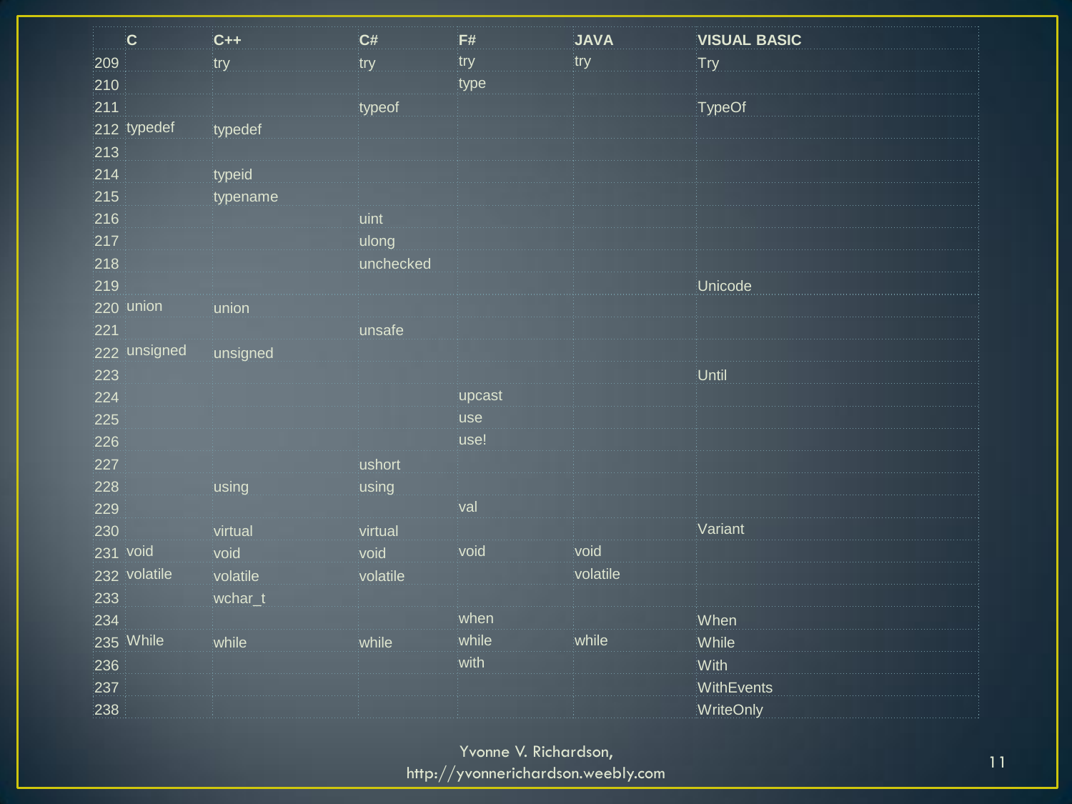| | C | C++ | C# | F# | JAVA | VISUAL BASIC |
|---|---|---|---|---|---|---|
| 209 | | try | try | try | try | Try |
| 210 | | | | type | | |
| 211 | | | typeof | | | TypeOf |
| 212 | typedef | typedef | | | | |
| 213 | | | | | | |
| 214 | | typeid | | | | |
| 215 | | typename | | | | |
| 216 | | | uint | | | |
| 217 | | | ulong | | | |
| 218 | | | unchecked | | | |
| 219 | | | | | | Unicode |
| 220 | union | union | | | | |
| 221 | | | unsafe | | | |
| 222 | unsigned | unsigned | | | | |
| 223 | | | | | | Until |
| 224 | | | | upcast | | |
| 225 | | | | use | | |
| 226 | | | | use! | | |
| 227 | | | ushort | | | |
| 228 | | using | using | | | |
| 229 | | | | val | | |
| 230 | | virtual | virtual | | | Variant |
| 231 | void | void | void | void | void | |
| 232 | volatile | volatile | volatile | | volatile | |
| 233 | | wchar_t | | | | |
| 234 | | | | when | | When |
| 235 | While | while | while | while | while | While |
| 236 | | | | with | | With |
| 237 | | | | | | WithEvents |
| 238 | | | | | | WriteOnly |

Yvonne V. Richardson, http://yvonnerichardson.weebly.com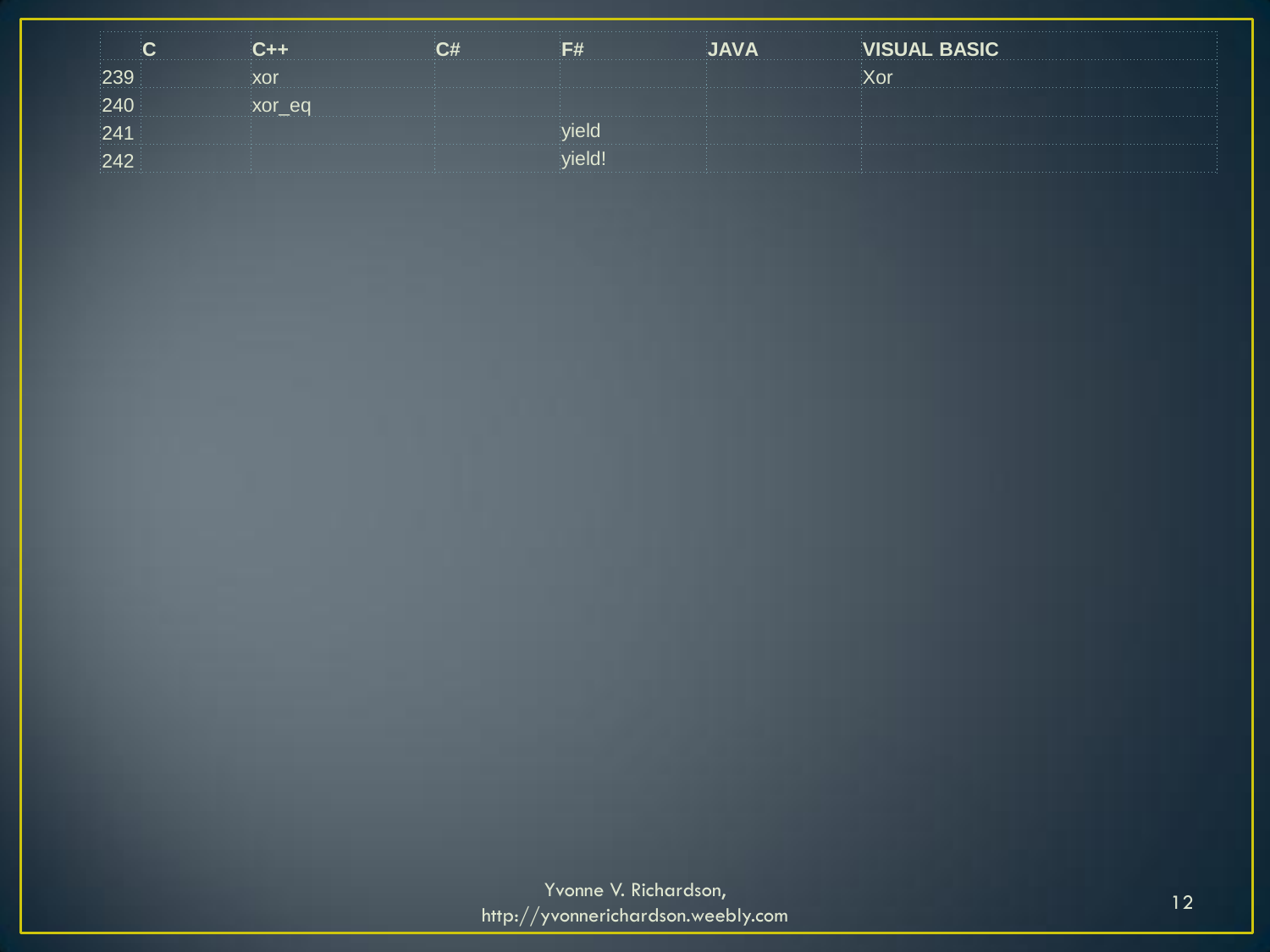| | C | C++ | C# | F# | JAVA | VISUAL BASIC |
|---|---|---|---|---|---|---|
| 239 | | xor | | | | Xor |
| 240 | | xor_eq | | | | |
| 241 | | | | yield | | |
| 242 | | | | yield! | | |

Yvonne V. Richardson, http://yvonnerichardson.weebly.com